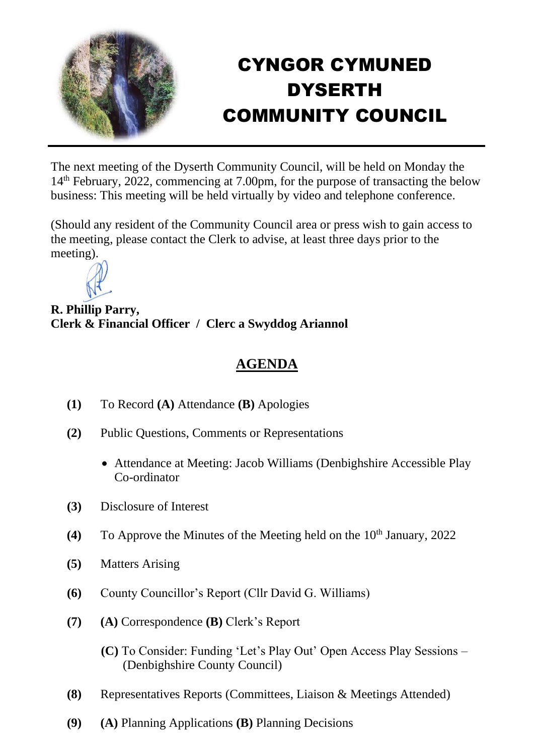# CYNGOR CYMUNED DYSERTH COMMUNITY COUNCIL

The next meeting of the Dyserth Community Council, will be held on Monday the 14th February, 2022, commencing at 7.00pm, for the purpose of transacting the below business: This meeting will be held virtually by video and telephone conference.

(Should any resident of the Community Council area or press wish to gain access to the meeting, please contact the Clerk to advise, at least three days prior to the meeting).

**R. Phillip Parry,**
**Clerk & Financial Officer / Clerc a Swyddog Ariannol**

## AGENDA

**(1)** To Record **(A)** Attendance **(B)** Apologies

**(2)** Public Questions, Comments or Representations

- Attendance at Meeting: Jacob Williams (Denbighshire Accessible Play Co-ordinator

**(3)** Disclosure of Interest

**(4)** To Approve the Minutes of the Meeting held on the 10th January, 2022

**(5)** Matters Arising

**(6)** County Councillor's Report (Cllr David G. Williams)

**(7)** **(A)** Correspondence **(B)** Clerk's Report

**(C)** To Consider: Funding 'Let's Play Out' Open Access Play Sessions – (Denbighshire County Council)

**(8)** Representatives Reports (Committees, Liaison & Meetings Attended)

**(9)** **(A)** Planning Applications **(B)** Planning Decisions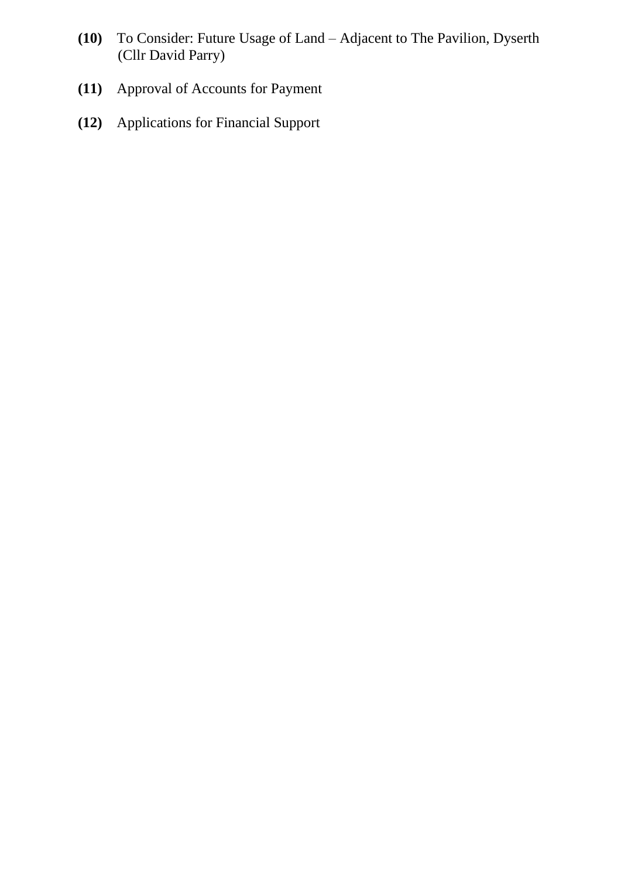**(10)** To Consider: Future Usage of Land – Adjacent to The Pavilion, Dyserth (Cllr David Parry)

**(11)** Approval of Accounts for Payment

**(12)** Applications for Financial Support